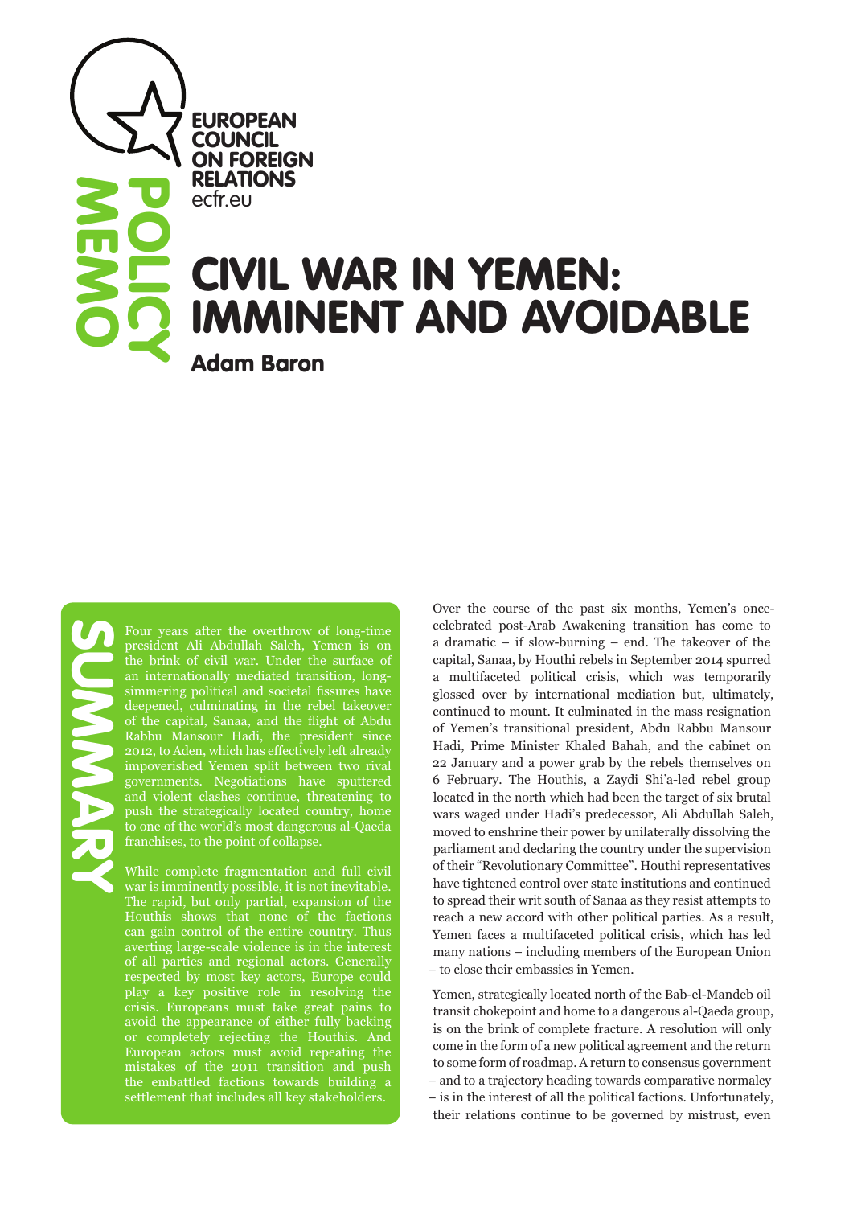EUROPEAN COUNCIL ON FOREIGN RELATIONS
ecfr.eu

POLICY MEMO

# CIVIL WAR IN YEMEN: IMMINENT AND AVOIDABLE

**Adam Baron**

## SUMMARY

Four years after the overthrow of long-time president Ali Abdullah Saleh, Yemen is on the brink of civil war. Under the surface of an internationally mediated transition, long-simmering political and societal fissures have deepened, culminating in the rebel takeover of the capital, Sanaa, and the flight of Abdu Rabbu Mansour Hadi, the president since 2012, to Aden, which has effectively left already impoverished Yemen split between two rival governments. Negotiations have sputtered and violent clashes continue, threatening to push the strategically located country, home to one of the world's most dangerous al-Qaeda franchises, to the point of collapse.

While complete fragmentation and full civil war is imminently possible, it is not inevitable. The rapid, but only partial, expansion of the Houthis shows that none of the factions can gain control of the entire country. Thus averting large-scale violence is in the interest of all parties and regional actors. Generally respected by most key actors, Europe could play a key positive role in resolving the crisis. Europeans must take great pains to avoid the appearance of either fully backing or completely rejecting the Houthis. And European actors must avoid repeating the mistakes of the 2011 transition and push the embattled factions towards building a settlement that includes all key stakeholders.

Over the course of the past six months, Yemen's once-celebrated post-Arab Awakening transition has come to a dramatic – if slow-burning – end. The takeover of the capital, Sanaa, by Houthi rebels in September 2014 spurred a multifaceted political crisis, which was temporarily glossed over by international mediation but, ultimately, continued to mount. It culminated in the mass resignation of Yemen's transitional president, Abdu Rabbu Mansour Hadi, Prime Minister Khaled Bahah, and the cabinet on 22 January and a power grab by the rebels themselves on 6 February. The Houthis, a Zaydi Shi'a-led rebel group located in the north which had been the target of six brutal wars waged under Hadi's predecessor, Ali Abdullah Saleh, moved to enshrine their power by unilaterally dissolving the parliament and declaring the country under the supervision of their "Revolutionary Committee". Houthi representatives have tightened control over state institutions and continued to spread their writ south of Sanaa as they resist attempts to reach a new accord with other political parties. As a result, Yemen faces a multifaceted political crisis, which has led many nations – including members of the European Union – to close their embassies in Yemen.

Yemen, strategically located north of the Bab-el-Mandeb oil transit chokepoint and home to a dangerous al-Qaeda group, is on the brink of complete fracture. A resolution will only come in the form of a new political agreement and the return to some form of roadmap. A return to consensus government – and to a trajectory heading towards comparative normalcy – is in the interest of all the political factions. Unfortunately, their relations continue to be governed by mistrust, even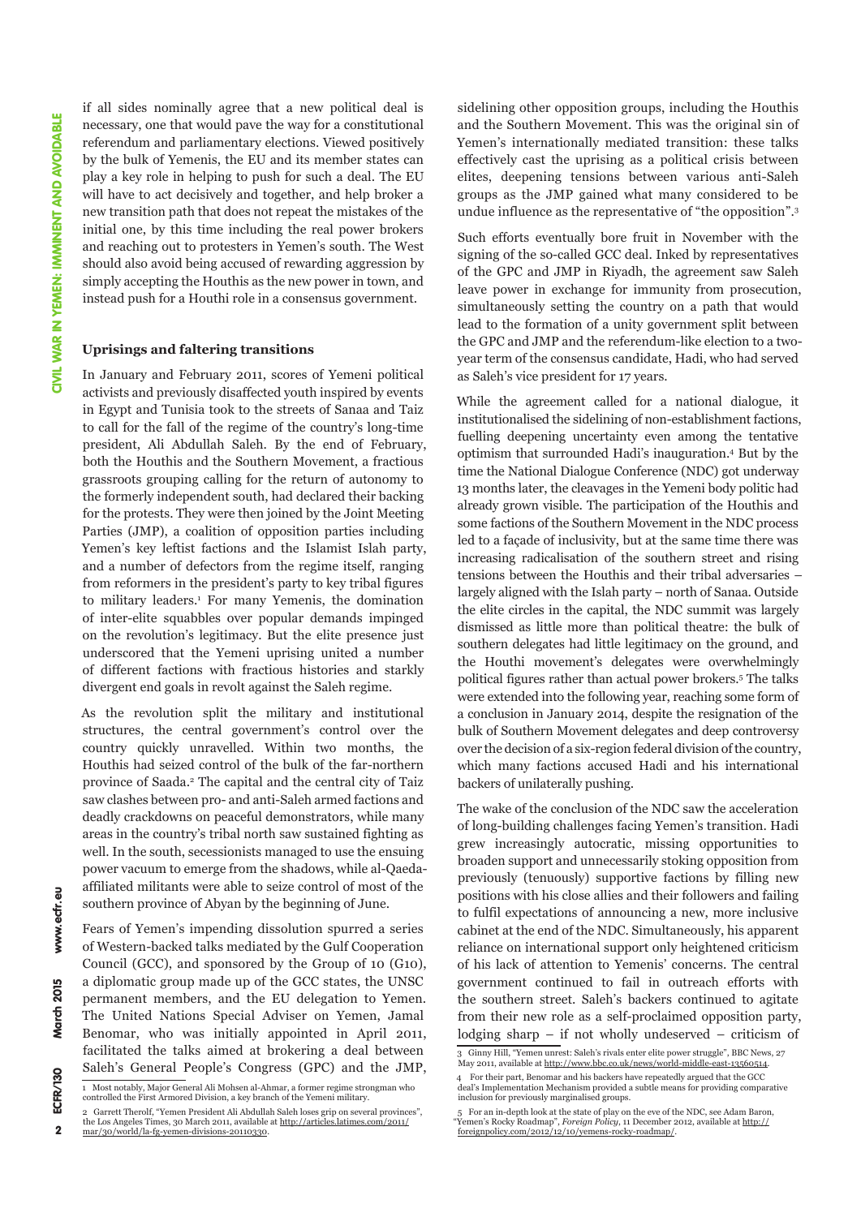if all sides nominally agree that a new political deal is necessary, one that would pave the way for a constitutional referendum and parliamentary elections. Viewed positively by the bulk of Yemenis, the EU and its member states can play a key role in helping to push for such a deal. The EU will have to act decisively and together, and help broker a new transition path that does not repeat the mistakes of the initial one, by this time including the real power brokers and reaching out to protesters in Yemen's south. The West should also avoid being accused of rewarding aggression by simply accepting the Houthis as the new power in town, and instead push for a Houthi role in a consensus government.

### Uprisings and faltering transitions

In January and February 2011, scores of Yemeni political activists and previously disaffected youth inspired by events in Egypt and Tunisia took to the streets of Sanaa and Taiz to call for the fall of the regime of the country's long-time president, Ali Abdullah Saleh. By the end of February, both the Houthis and the Southern Movement, a fractious grassroots grouping calling for the return of autonomy to the formerly independent south, had declared their backing for the protests. They were then joined by the Joint Meeting Parties (JMP), a coalition of opposition parties including Yemen's key leftist factions and the Islamist Islah party, and a number of defectors from the regime itself, ranging from reformers in the president's party to key tribal figures to military leaders.[1] For many Yemenis, the domination of inter-elite squabbles over popular demands impinged on the revolution's legitimacy. But the elite presence just underscored that the Yemeni uprising united a number of different factions with fractious histories and starkly divergent end goals in revolt against the Saleh regime.

As the revolution split the military and institutional structures, the central government's control over the country quickly unravelled. Within two months, the Houthis had seized control of the bulk of the far-northern province of Saada.[2] The capital and the central city of Taiz saw clashes between pro- and anti-Saleh armed factions and deadly crackdowns on peaceful demonstrators, while many areas in the country's tribal north saw sustained fighting as well. In the south, secessionists managed to use the ensuing power vacuum to emerge from the shadows, while al-Qaeda-affiliated militants were able to seize control of most of the southern province of Abyan by the beginning of June.

Fears of Yemen's impending dissolution spurred a series of Western-backed talks mediated by the Gulf Cooperation Council (GCC), and sponsored by the Group of 10 (G10), a diplomatic group made up of the GCC states, the UNSC permanent members, and the EU delegation to Yemen. The United Nations Special Adviser on Yemen, Jamal Benomar, who was initially appointed in April 2011, facilitated the talks aimed at brokering a deal between Saleh's General People's Congress (GPC) and the JMP, sidelining other opposition groups, including the Houthis and the Southern Movement. This was the original sin of Yemen's internationally mediated transition: these talks effectively cast the uprising as a political crisis between elites, deepening tensions between various anti-Saleh groups as the JMP gained what many considered to be undue influence as the representative of "the opposition".[3]

Such efforts eventually bore fruit in November with the signing of the so-called GCC deal. Inked by representatives of the GPC and JMP in Riyadh, the agreement saw Saleh leave power in exchange for immunity from prosecution, simultaneously setting the country on a path that would lead to the formation of a unity government split between the GPC and JMP and the referendum-like election to a two-year term of the consensus candidate, Hadi, who had served as Saleh's vice president for 17 years.

While the agreement called for a national dialogue, it institutionalised the sidelining of non-establishment factions, fuelling deepening uncertainty even among the tentative optimism that surrounded Hadi's inauguration.[4] But by the time the National Dialogue Conference (NDC) got underway 13 months later, the cleavages in the Yemeni body politic had already grown visible. The participation of the Houthis and some factions of the Southern Movement in the NDC process led to a façade of inclusivity, but at the same time there was increasing radicalisation of the southern street and rising tensions between the Houthis and their tribal adversaries – largely aligned with the Islah party – north of Sanaa. Outside the elite circles in the capital, the NDC summit was largely dismissed as little more than political theatre: the bulk of southern delegates had little legitimacy on the ground, and the Houthi movement's delegates were overwhelmingly political figures rather than actual power brokers.[5] The talks were extended into the following year, reaching some form of a conclusion in January 2014, despite the resignation of the bulk of Southern Movement delegates and deep controversy over the decision of a six-region federal division of the country, which many factions accused Hadi and his international backers of unilaterally pushing.

The wake of the conclusion of the NDC saw the acceleration of long-building challenges facing Yemen's transition. Hadi grew increasingly autocratic, missing opportunities to broaden support and unnecessarily stoking opposition from previously (tenuously) supportive factions by filling new positions with his close allies and their followers and failing to fulfil expectations of announcing a new, more inclusive cabinet at the end of the NDC. Simultaneously, his apparent reliance on international support only heightened criticism of his lack of attention to Yemenis' concerns. The central government continued to fail in outreach efforts with the southern street. Saleh's backers continued to agitate from their new role as a self-proclaimed opposition party, lodging sharp – if not wholly undeserved – criticism of

---

1 Most notably, Major General Ali Mohsen al-Ahmar, a former regime strongman who controlled the First Armored Division, a key branch of the Yemeni military.

2 Garrett Therolf, "Yemen President Ali Abdullah Saleh loses grip on several provinces", the Los Angeles Times, 30 March 2011, available at http://articles.latimes.com/2011/mar/30/world/la-fg-yemen-divisions-20110330.

3 Ginny Hill, "Yemen unrest: Saleh's rivals enter elite power struggle", BBC News, 27 May 2011, available at http://www.bbc.co.uk/news/world-middle-east-13560514.

4 For their part, Benomar and his backers have repeatedly argued that the GCC deal's Implementation Mechanism provided a subtle means for providing comparative inclusion for previously marginalised groups.

5 For an in-depth look at the state of play on the eve of the NDC, see Adam Baron, "Yemen's Rocky Roadmap", *Foreign Policy*, 11 December 2012, available at http://foreignpolicy.com/2012/12/10/yemens-rocky-roadmap/.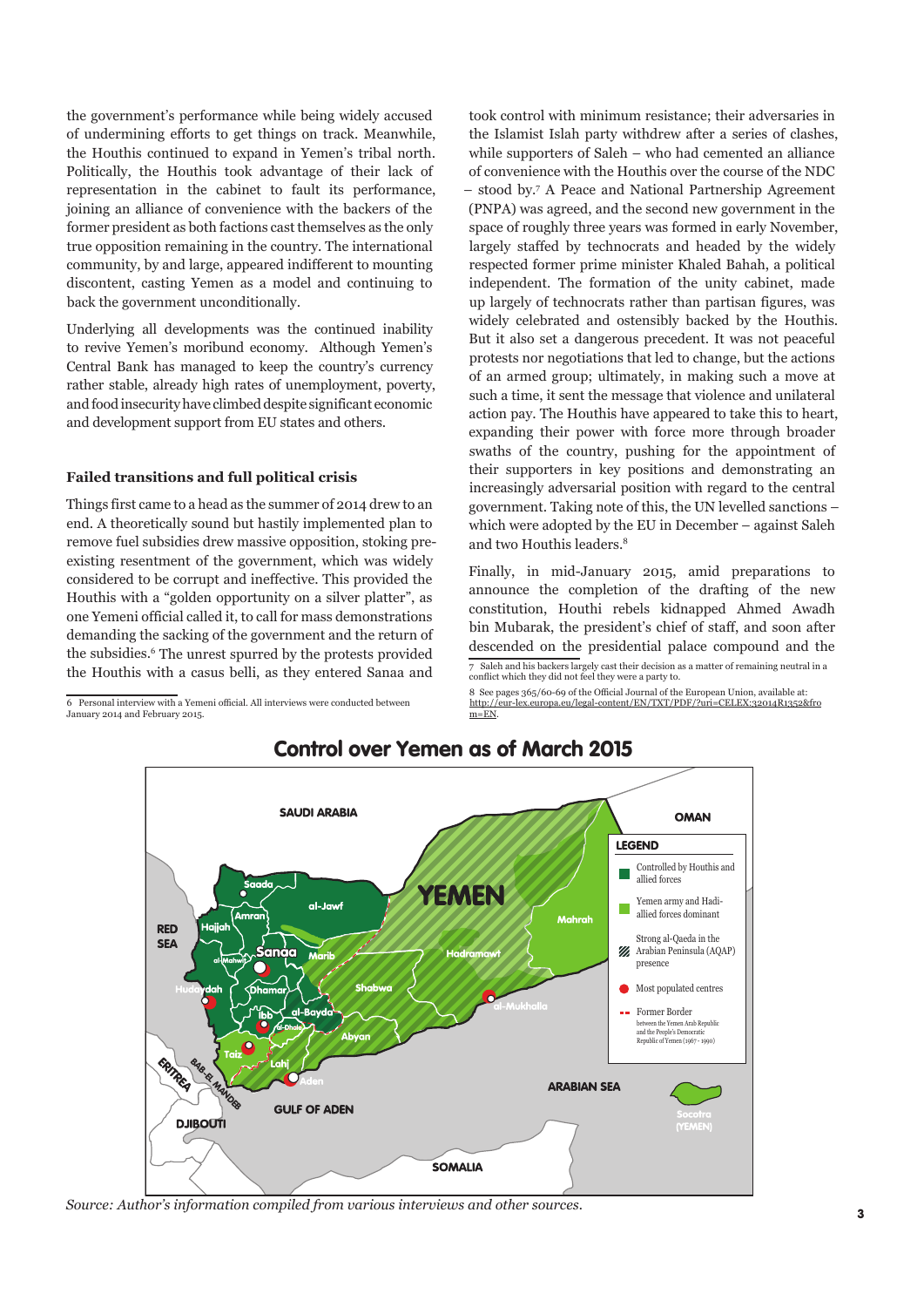the government's performance while being widely accused of undermining efforts to get things on track. Meanwhile, the Houthis continued to expand in Yemen's tribal north. Politically, the Houthis took advantage of their lack of representation in the cabinet to fault its performance, joining an alliance of convenience with the backers of the former president as both factions cast themselves as the only true opposition remaining in the country. The international community, by and large, appeared indifferent to mounting discontent, casting Yemen as a model and continuing to back the government unconditionally.

Underlying all developments was the continued inability to revive Yemen's moribund economy. Although Yemen's Central Bank has managed to keep the country's currency rather stable, already high rates of unemployment, poverty, and food insecurity have climbed despite significant economic and development support from EU states and others.

### Failed transitions and full political crisis

Things first came to a head as the summer of 2014 drew to an end. A theoretically sound but hastily implemented plan to remove fuel subsidies drew massive opposition, stoking pre-existing resentment of the government, which was widely considered to be corrupt and ineffective. This provided the Houthis with a "golden opportunity on a silver platter", as one Yemeni official called it, to call for mass demonstrations demanding the sacking of the government and the return of the subsidies.[6] The unrest spurred by the protests provided the Houthis with a casus belli, as they entered Sanaa and took control with minimum resistance; their adversaries in the Islamist Islah party withdrew after a series of clashes, while supporters of Saleh – who had cemented an alliance of convenience with the Houthis over the course of the NDC – stood by.[7] A Peace and National Partnership Agreement (PNPA) was agreed, and the second new government in the space of roughly three years was formed in early November, largely staffed by technocrats and headed by the widely respected former prime minister Khaled Bahah, a political independent. The formation of the unity cabinet, made up largely of technocrats rather than partisan figures, was widely celebrated and ostensibly backed by the Houthis. But it also set a dangerous precedent. It was not peaceful protests nor negotiations that led to change, but the actions of an armed group; ultimately, in making such a move at such a time, it sent the message that violence and unilateral action pay. The Houthis have appeared to take this to heart, expanding their power with force more through broader swaths of the country, pushing for the appointment of their supporters in key positions and demonstrating an increasingly adversarial position with regard to the central government. Taking note of this, the UN levelled sanctions – which were adopted by the EU in December – against Saleh and two Houthis leaders.[8]

Finally, in mid-January 2015, amid preparations to announce the completion of the drafting of the new constitution, Houthi rebels kidnapped Ahmed Awadh bin Mubarak, the president's chief of staff, and soon after descended on the presidential palace compound and the

6 Personal interview with a Yemeni official. All interviews were conducted between January 2014 and February 2015.

7 Saleh and his backers largely cast their decision as a matter of remaining neutral in a conflict which they did not feel they were a party to.

8 See pages 365/60-69 of the Official Journal of the European Union, available at: http://eur-lex.europa.eu/legal-content/EN/TXT/PDF/?uri=CELEX:32014R1352&from=EN.

## Control over Yemen as of March 2015

Source: Author's information compiled from various interviews and other sources.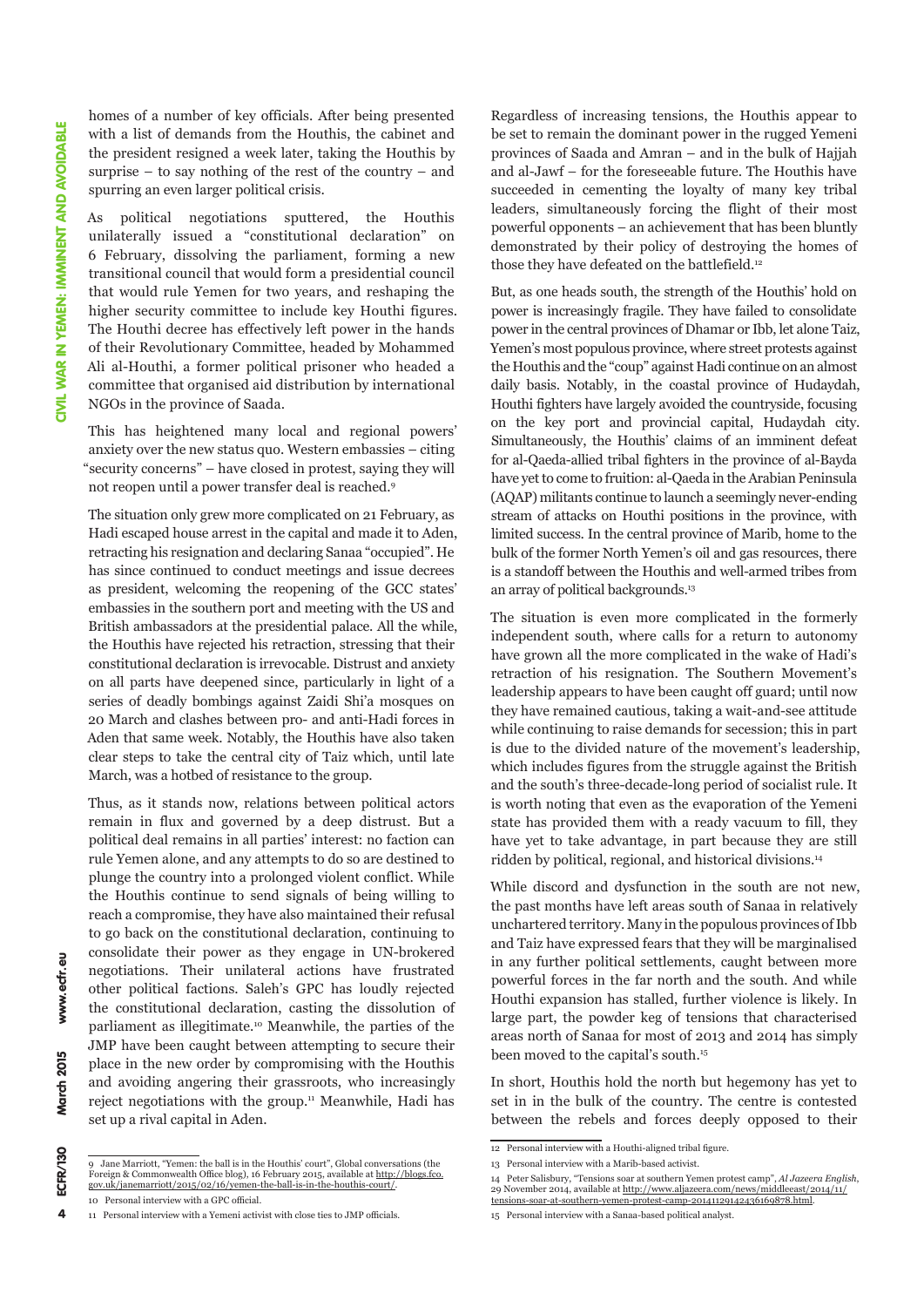homes of a number of key officials. After being presented with a list of demands from the Houthis, the cabinet and the president resigned a week later, taking the Houthis by surprise – to say nothing of the rest of the country – and spurring an even larger political crisis.

As political negotiations sputtered, the Houthis unilaterally issued a "constitutional declaration" on 6 February, dissolving the parliament, forming a new transitional council that would form a presidential council that would rule Yemen for two years, and reshaping the higher security committee to include key Houthi figures. The Houthi decree has effectively left power in the hands of their Revolutionary Committee, headed by Mohammed Ali al-Houthi, a former political prisoner who headed a committee that organised aid distribution by international NGOs in the province of Saada.

This has heightened many local and regional powers' anxiety over the new status quo. Western embassies – citing "security concerns" – have closed in protest, saying they will not reopen until a power transfer deal is reached.[9]

The situation only grew more complicated on 21 February, as Hadi escaped house arrest in the capital and made it to Aden, retracting his resignation and declaring Sanaa "occupied". He has since continued to conduct meetings and issue decrees as president, welcoming the reopening of the GCC states' embassies in the southern port and meeting with the US and British ambassadors at the presidential palace. All the while, the Houthis have rejected his retraction, stressing that their constitutional declaration is irrevocable. Distrust and anxiety on all parts have deepened since, particularly in light of a series of deadly bombings against Zaidi Shi'a mosques on 20 March and clashes between pro- and anti-Hadi forces in Aden that same week. Notably, the Houthis have also taken clear steps to take the central city of Taiz which, until late March, was a hotbed of resistance to the group.

Thus, as it stands now, relations between political actors remain in flux and governed by a deep distrust. But a political deal remains in all parties' interest: no faction can rule Yemen alone, and any attempts to do so are destined to plunge the country into a prolonged violent conflict. While the Houthis continue to send signals of being willing to reach a compromise, they have also maintained their refusal to go back on the constitutional declaration, continuing to consolidate their power as they engage in UN-brokered negotiations. Their unilateral actions have frustrated other political factions. Saleh's GPC has loudly rejected the constitutional declaration, casting the dissolution of parliament as illegitimate.[10] Meanwhile, the parties of the JMP have been caught between attempting to secure their place in the new order by compromising with the Houthis and avoiding angering their grassroots, who increasingly reject negotiations with the group.[11] Meanwhile, Hadi has set up a rival capital in Aden.

Regardless of increasing tensions, the Houthis appear to be set to remain the dominant power in the rugged Yemeni provinces of Saada and Amran – and in the bulk of Hajjah and al-Jawf – for the foreseeable future. The Houthis have succeeded in cementing the loyalty of many key tribal leaders, simultaneously forcing the flight of their most powerful opponents – an achievement that has been bluntly demonstrated by their policy of destroying the homes of those they have defeated on the battlefield.[12]

But, as one heads south, the strength of the Houthis' hold on power is increasingly fragile. They have failed to consolidate power in the central provinces of Dhamar or Ibb, let alone Taiz, Yemen's most populous province, where street protests against the Houthis and the "coup" against Hadi continue on an almost daily basis. Notably, in the coastal province of Hudaydah, Houthi fighters have largely avoided the countryside, focusing on the key port and provincial capital, Hudaydah city. Simultaneously, the Houthis' claims of an imminent defeat for al-Qaeda-allied tribal fighters in the province of al-Bayda have yet to come to fruition: al-Qaeda in the Arabian Peninsula (AQAP) militants continue to launch a seemingly never-ending stream of attacks on Houthi positions in the province, with limited success. In the central province of Marib, home to the bulk of the former North Yemen's oil and gas resources, there is a standoff between the Houthis and well-armed tribes from an array of political backgrounds.[13]

The situation is even more complicated in the formerly independent south, where calls for a return to autonomy have grown all the more complicated in the wake of Hadi's retraction of his resignation. The Southern Movement's leadership appears to have been caught off guard; until now they have remained cautious, taking a wait-and-see attitude while continuing to raise demands for secession; this in part is due to the divided nature of the movement's leadership, which includes figures from the struggle against the British and the south's three-decade-long period of socialist rule. It is worth noting that even as the evaporation of the Yemeni state has provided them with a ready vacuum to fill, they have yet to take advantage, in part because they are still ridden by political, regional, and historical divisions.[14]

While discord and dysfunction in the south are not new, the past months have left areas south of Sanaa in relatively unchartered territory. Many in the populous provinces of Ibb and Taiz have expressed fears that they will be marginalised in any further political settlements, caught between more powerful forces in the far north and the south. And while Houthi expansion has stalled, further violence is likely. In large part, the powder keg of tensions that characterised areas north of Sanaa for most of 2013 and 2014 has simply been moved to the capital's south.[15]

In short, Houthis hold the north but hegemony has yet to set in in the bulk of the country. The centre is contested between the rebels and forces deeply opposed to their

---

9 Jane Marriott, "Yemen: the ball is in the Houthis' court", Global conversations (the Foreign & Commonwealth Office blog), 16 February 2015, available at http://blogs.fco.gov.uk/janemarriott/2015/02/16/yemen-the-ball-is-in-the-houthis-court/.

10 Personal interview with a GPC official.

11 Personal interview with a Yemeni activist with close ties to JMP officials.

12 Personal interview with a Houthi-aligned tribal figure.

13 Personal interview with a Marib-based activist.

14 Peter Salisbury, "Tensions soar at southern Yemen protest camp", *Al Jazeera English*, 29 November 2014, available at http://www.aljazeera.com/news/middleeast/2014/11/tensions-soar-at-southern-yemen-protest-camp-2014112914243616987 8.html.

15 Personal interview with a Sanaa-based political analyst.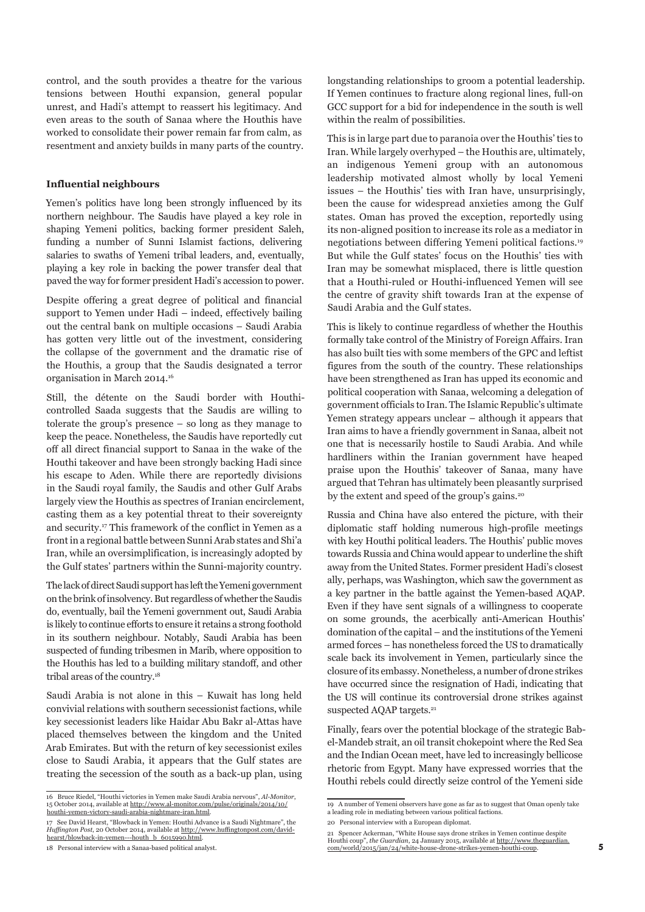control, and the south provides a theatre for the various tensions between Houthi expansion, general popular unrest, and Hadi's attempt to reassert his legitimacy. And even areas to the south of Sanaa where the Houthis have worked to consolidate their power remain far from calm, as resentment and anxiety builds in many parts of the country.

**Influential neighbours**

Yemen's politics have long been strongly influenced by its northern neighbour. The Saudis have played a key role in shaping Yemeni politics, backing former president Saleh, funding a number of Sunni Islamist factions, delivering salaries to swaths of Yemeni tribal leaders, and, eventually, playing a key role in backing the power transfer deal that paved the way for former president Hadi's accession to power.

Despite offering a great degree of political and financial support to Yemen under Hadi – indeed, effectively bailing out the central bank on multiple occasions – Saudi Arabia has gotten very little out of the investment, considering the collapse of the government and the dramatic rise of the Houthis, a group that the Saudis designated a terror organisation in March 2014.[16]

Still, the détente on the Saudi border with Houthi-controlled Saada suggests that the Saudis are willing to tolerate the group's presence – so long as they manage to keep the peace. Nonetheless, the Saudis have reportedly cut off all direct financial support to Sanaa in the wake of the Houthi takeover and have been strongly backing Hadi since his escape to Aden. While there are reportedly divisions in the Saudi royal family, the Saudis and other Gulf Arabs largely view the Houthis as spectres of Iranian encirclement, casting them as a key potential threat to their sovereignty and security.[17] This framework of the conflict in Yemen as a front in a regional battle between Sunni Arab states and Shi'a Iran, while an oversimplification, is increasingly adopted by the Gulf states' partners within the Sunni-majority country.

The lack of direct Saudi support has left the Yemeni government on the brink of insolvency. But regardless of whether the Saudis do, eventually, bail the Yemeni government out, Saudi Arabia is likely to continue efforts to ensure it retains a strong foothold in its southern neighbour. Notably, Saudi Arabia has been suspected of funding tribesmen in Marib, where opposition to the Houthis has led to a building military standoff, and other tribal areas of the country.[18]

Saudi Arabia is not alone in this – Kuwait has long held convivial relations with southern secessionist factions, while key secessionist leaders like Haidar Abu Bakr al-Attas have placed themselves between the kingdom and the United Arab Emirates. But with the return of key secessionist exiles close to Saudi Arabia, it appears that the Gulf states are treating the secession of the south as a back-up plan, using longstanding relationships to groom a potential leadership. If Yemen continues to fracture along regional lines, full-on GCC support for a bid for independence in the south is well within the realm of possibilities.

This is in large part due to paranoia over the Houthis' ties to Iran. While largely overhyped – the Houthis are, ultimately, an indigenous Yemeni group with an autonomous leadership motivated almost wholly by local Yemeni issues – the Houthis' ties with Iran have, unsurprisingly, been the cause for widespread anxieties among the Gulf states. Oman has proved the exception, reportedly using its non-aligned position to increase its role as a mediator in negotiations between differing Yemeni political factions.[19] But while the Gulf states' focus on the Houthis' ties with Iran may be somewhat misplaced, there is little question that a Houthi-ruled or Houthi-influenced Yemen will see the centre of gravity shift towards Iran at the expense of Saudi Arabia and the Gulf states.

This is likely to continue regardless of whether the Houthis formally take control of the Ministry of Foreign Affairs. Iran has also built ties with some members of the GPC and leftist figures from the south of the country. These relationships have been strengthened as Iran has upped its economic and political cooperation with Sanaa, welcoming a delegation of government officials to Iran. The Islamic Republic's ultimate Yemen strategy appears unclear – although it appears that Iran aims to have a friendly government in Sanaa, albeit not one that is necessarily hostile to Saudi Arabia. And while hardliners within the Iranian government have heaped praise upon the Houthis' takeover of Sanaa, many have argued that Tehran has ultimately been pleasantly surprised by the extent and speed of the group's gains.[20]

Russia and China have also entered the picture, with their diplomatic staff holding numerous high-profile meetings with key Houthi political leaders. The Houthis' public moves towards Russia and China would appear to underline the shift away from the United States. Former president Hadi's closest ally, perhaps, was Washington, which saw the government as a key partner in the battle against the Yemen-based AQAP. Even if they have sent signals of a willingness to cooperate on some grounds, the acerbically anti-American Houthis' domination of the capital – and the institutions of the Yemeni armed forces – has nonetheless forced the US to dramatically scale back its involvement in Yemen, particularly since the closure of its embassy. Nonetheless, a number of drone strikes have occurred since the resignation of Hadi, indicating that the US will continue its controversial drone strikes against suspected AQAP targets.[21]

Finally, fears over the potential blockage of the strategic Bab-el-Mandeb strait, an oil transit chokepoint where the Red Sea and the Indian Ocean meet, have led to increasingly bellicose rhetoric from Egypt. Many have expressed worries that the Houthi rebels could directly seize control of the Yemeni side

---

16 Bruce Riedel, "Houthi victories in Yemen make Saudi Arabia nervous", *Al-Monitor*, 15 October 2014, available at http://www.al-monitor.com/pulse/originals/2014/10/houthi-yemen-victory-saudi-arabia-nightmare-iran.html.

17 See David Hearst, "Blowback in Yemen: Houthi Advance is a Saudi Nightmare", the *Huffington Post*, 20 October 2014, available at http://www.huffingtonpost.com/david-hearst/blowback-in-yemen---houth_b_6015990.html.

18 Personal interview with a Sanaa-based political analyst.

19 A number of Yemeni observers have gone as far as to suggest that Oman openly take a leading role in mediating between various political factions.

20 Personal interview with a European diplomat.

21 Spencer Ackerman, "White House says drone strikes in Yemen continue despite Houthi coup", *the Guardian*, 24 January 2015, available at http://www.theguardian.com/world/2015/jan/24/white-house-drone-strikes-yemen-houthi-coup.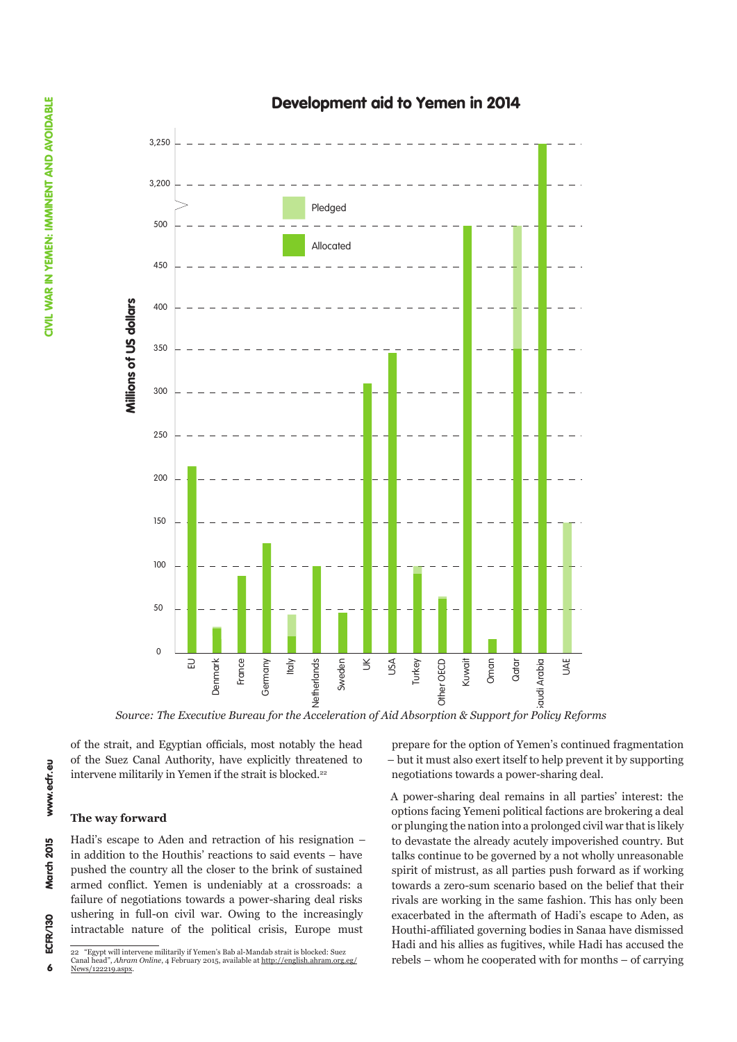**Development aid to Yemen in 2014**

*Source: The Executive Bureau for the Acceleration of Aid Absorption & Support for Policy Reforms*

of the strait, and Egyptian officials, most notably the head of the Suez Canal Authority, have explicitly threatened to intervene militarily in Yemen if the strait is blocked.[22]

### The way forward

Hadi's escape to Aden and retraction of his resignation – in addition to the Houthis' reactions to said events – have pushed the country all the closer to the brink of sustained armed conflict. Yemen is undeniably at a crossroads: a failure of negotiations towards a power-sharing deal risks ushering in full-on civil war. Owing to the increasingly intractable nature of the political crisis, Europe must prepare for the option of Yemen's continued fragmentation – but it must also exert itself to help prevent it by supporting negotiations towards a power-sharing deal.

A power-sharing deal remains in all parties' interest: the options facing Yemeni political factions are brokering a deal or plunging the nation into a prolonged civil war that is likely to devastate the already acutely impoverished country. But talks continue to be governed by a not wholly unreasonable spirit of mistrust, as all parties push forward as if working towards a zero-sum scenario based on the belief that their rivals are working in the same fashion. This has only been exacerbated in the aftermath of Hadi's escape to Aden, as Houthi-affiliated governing bodies in Sanaa have dismissed Hadi and his allies as fugitives, while Hadi has accused the rebels – whom he cooperated with for months – of carrying

---

22 "Egypt will intervene militarily if Yemen's Bab al-Mandab strait is blocked: Suez Canal head", *Ahram Online*, 4 February 2015, available at http://english.ahram.org.eg/News/122219.aspx.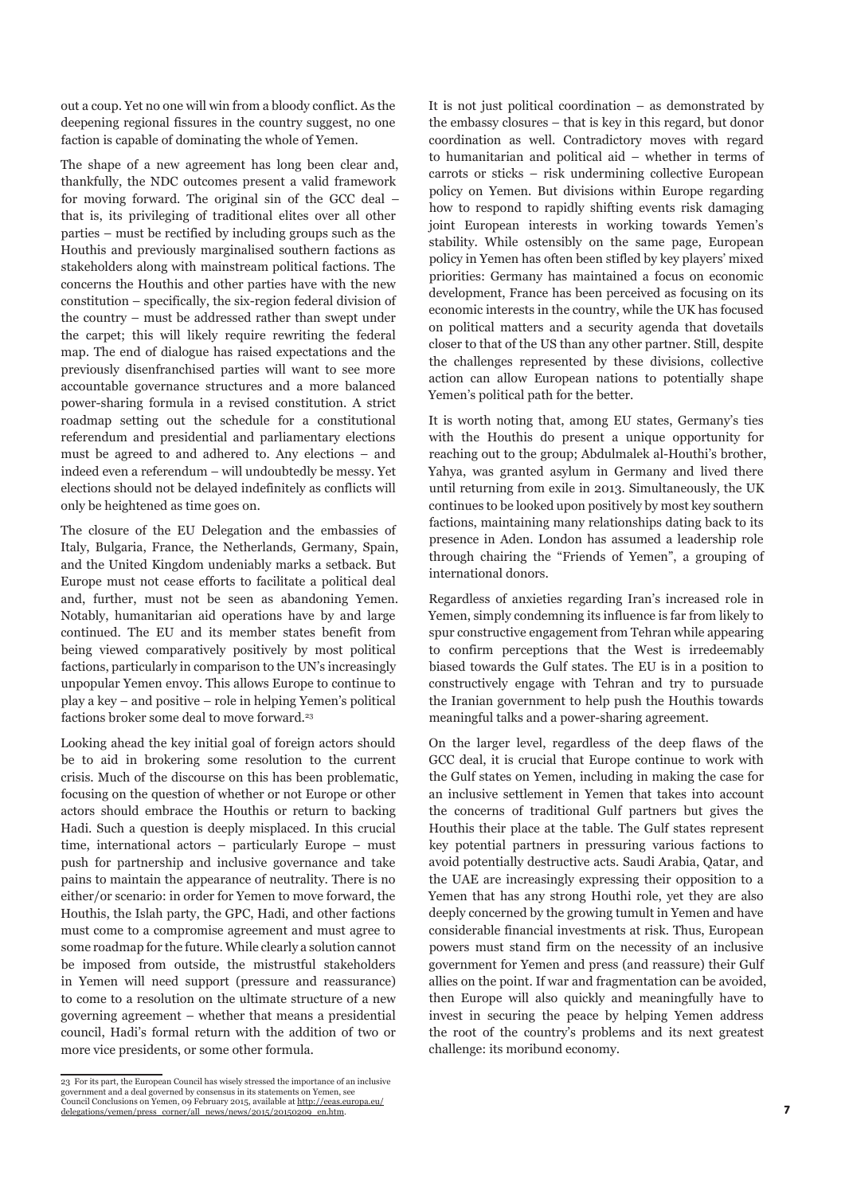out a coup. Yet no one will win from a bloody conflict. As the deepening regional fissures in the country suggest, no one faction is capable of dominating the whole of Yemen.

The shape of a new agreement has long been clear and, thankfully, the NDC outcomes present a valid framework for moving forward. The original sin of the GCC deal – that is, its privileging of traditional elites over all other parties – must be rectified by including groups such as the Houthis and previously marginalised southern factions as stakeholders along with mainstream political factions. The concerns the Houthis and other parties have with the new constitution – specifically, the six-region federal division of the country – must be addressed rather than swept under the carpet; this will likely require rewriting the federal map. The end of dialogue has raised expectations and the previously disenfranchised parties will want to see more accountable governance structures and a more balanced power-sharing formula in a revised constitution. A strict roadmap setting out the schedule for a constitutional referendum and presidential and parliamentary elections must be agreed to and adhered to. Any elections – and indeed even a referendum – will undoubtedly be messy. Yet elections should not be delayed indefinitely as conflicts will only be heightened as time goes on.

The closure of the EU Delegation and the embassies of Italy, Bulgaria, France, the Netherlands, Germany, Spain, and the United Kingdom undeniably marks a setback. But Europe must not cease efforts to facilitate a political deal and, further, must not be seen as abandoning Yemen. Notably, humanitarian aid operations have by and large continued. The EU and its member states benefit from being viewed comparatively positively by most political factions, particularly in comparison to the UN's increasingly unpopular Yemen envoy. This allows Europe to continue to play a key – and positive – role in helping Yemen's political factions broker some deal to move forward.[23]

Looking ahead the key initial goal of foreign actors should be to aid in brokering some resolution to the current crisis. Much of the discourse on this has been problematic, focusing on the question of whether or not Europe or other actors should embrace the Houthis or return to backing Hadi. Such a question is deeply misplaced. In this crucial time, international actors – particularly Europe – must push for partnership and inclusive governance and take pains to maintain the appearance of neutrality. There is no either/or scenario: in order for Yemen to move forward, the Houthis, the Islah party, the GPC, Hadi, and other factions must come to a compromise agreement and must agree to some roadmap for the future. While clearly a solution cannot be imposed from outside, the mistrustful stakeholders in Yemen will need support (pressure and reassurance) to come to a resolution on the ultimate structure of a new governing agreement – whether that means a presidential council, Hadi's formal return with the addition of two or more vice presidents, or some other formula.

It is not just political coordination – as demonstrated by the embassy closures – that is key in this regard, but donor coordination as well. Contradictory moves with regard to humanitarian and political aid – whether in terms of carrots or sticks – risk undermining collective European policy on Yemen. But divisions within Europe regarding how to respond to rapidly shifting events risk damaging joint European interests in working towards Yemen's stability. While ostensibly on the same page, European policy in Yemen has often been stifled by key players' mixed priorities: Germany has maintained a focus on economic development, France has been perceived as focusing on its economic interests in the country, while the UK has focused on political matters and a security agenda that dovetails closer to that of the US than any other partner. Still, despite the challenges represented by these divisions, collective action can allow European nations to potentially shape Yemen's political path for the better.

It is worth noting that, among EU states, Germany's ties with the Houthis do present a unique opportunity for reaching out to the group; Abdulmalek al-Houthi's brother, Yahya, was granted asylum in Germany and lived there until returning from exile in 2013. Simultaneously, the UK continues to be looked upon positively by most key southern factions, maintaining many relationships dating back to its presence in Aden. London has assumed a leadership role through chairing the "Friends of Yemen", a grouping of international donors.

Regardless of anxieties regarding Iran's increased role in Yemen, simply condemning its influence is far from likely to spur constructive engagement from Tehran while appearing to confirm perceptions that the West is irredeemably biased towards the Gulf states. The EU is in a position to constructively engage with Tehran and try to pursuade the Iranian government to help push the Houthis towards meaningful talks and a power-sharing agreement.

On the larger level, regardless of the deep flaws of the GCC deal, it is crucial that Europe continue to work with the Gulf states on Yemen, including in making the case for an inclusive settlement in Yemen that takes into account the concerns of traditional Gulf partners but gives the Houthis their place at the table. The Gulf states represent key potential partners in pressuring various factions to avoid potentially destructive acts. Saudi Arabia, Qatar, and the UAE are increasingly expressing their opposition to a Yemen that has any strong Houthi role, yet they are also deeply concerned by the growing tumult in Yemen and have considerable financial investments at risk. Thus, European powers must stand firm on the necessity of an inclusive government for Yemen and press (and reassure) their Gulf allies on the point. If war and fragmentation can be avoided, then Europe will also quickly and meaningfully have to invest in securing the peace by helping Yemen address the root of the country's problems and its next greatest challenge: its moribund economy.

---

23 For its part, the European Council has wisely stressed the importance of an inclusive government and a deal governed by consensus in its statements on Yemen, see Council Conclusions on Yemen, 09 February 2015, available at http://eeas.europa.eu/delegations/yemen/press_corner/all_news/news/2015/20150209_en.htm.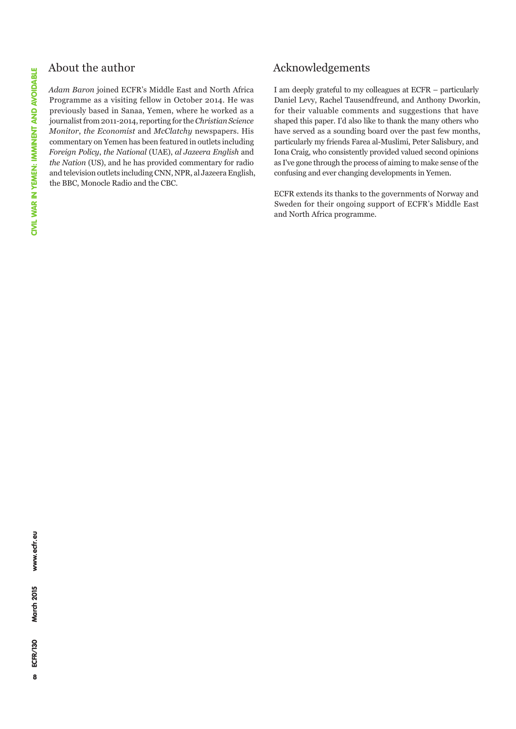## About the author

*Adam Baron* joined ECFR's Middle East and North Africa Programme as a visiting fellow in October 2014. He was previously based in Sanaa, Yemen, where he worked as a journalist from 2011-2014, reporting for the *Christian Science Monitor*, *the Economist* and *McClatchy* newspapers. His commentary on Yemen has been featured in outlets including *Foreign Policy*, *the National* (UAE), *al Jazeera English* and *the Nation* (US), and he has provided commentary for radio and television outlets including CNN, NPR, al Jazeera English, the BBC, Monocle Radio and the CBC.

## Acknowledgements

I am deeply grateful to my colleagues at ECFR – particularly Daniel Levy, Rachel Tausendfreund, and Anthony Dworkin, for their valuable comments and suggestions that have shaped this paper. I'd also like to thank the many others who have served as a sounding board over the past few months, particularly my friends Farea al-Muslimi, Peter Salisbury, and Iona Craig, who consistently provided valued second opinions as I've gone through the process of aiming to make sense of the confusing and ever changing developments in Yemen.

ECFR extends its thanks to the governments of Norway and Sweden for their ongoing support of ECFR's Middle East and North Africa programme.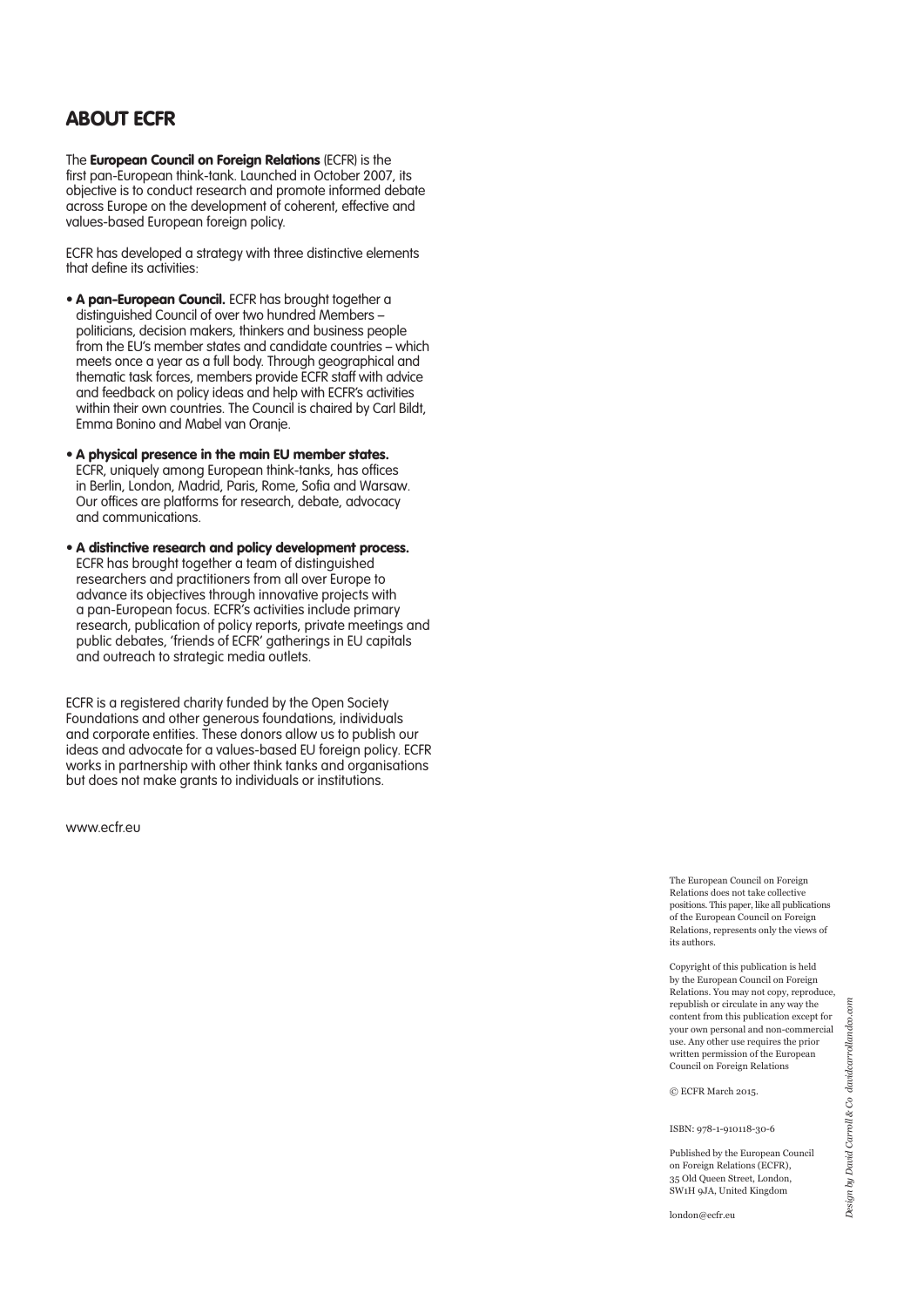## ABOUT ECFR

The **European Council on Foreign Relations** (ECFR) is the first pan-European think-tank. Launched in October 2007, its objective is to conduct research and promote informed debate across Europe on the development of coherent, effective and values-based European foreign policy.

ECFR has developed a strategy with three distinctive elements that define its activities:

- **A pan-European Council.** ECFR has brought together a distinguished Council of over two hundred Members – politicians, decision makers, thinkers and business people from the EU's member states and candidate countries – which meets once a year as a full body. Through geographical and thematic task forces, members provide ECFR staff with advice and feedback on policy ideas and help with ECFR's activities within their own countries. The Council is chaired by Carl Bildt, Emma Bonino and Mabel van Oranje.
- **A physical presence in the main EU member states.** ECFR, uniquely among European think-tanks, has offices in Berlin, London, Madrid, Paris, Rome, Sofia and Warsaw. Our offices are platforms for research, debate, advocacy and communications.
- **A distinctive research and policy development process.** ECFR has brought together a team of distinguished researchers and practitioners from all over Europe to advance its objectives through innovative projects with a pan-European focus. ECFR's activities include primary research, publication of policy reports, private meetings and public debates, 'friends of ECFR' gatherings in EU capitals and outreach to strategic media outlets.

ECFR is a registered charity funded by the Open Society Foundations and other generous foundations, individuals and corporate entities. These donors allow us to publish our ideas and advocate for a values-based EU foreign policy. ECFR works in partnership with other think tanks and organisations but does not make grants to individuals or institutions.

www.ecfr.eu

The European Council on Foreign Relations does not take collective positions. This paper, like all publications of the European Council on Foreign Relations, represents only the views of its authors.

Copyright of this publication is held by the European Council on Foreign Relations. You may not copy, reproduce, republish or circulate in any way the content from this publication except for your own personal and non-commercial use. Any other use requires the prior written permission of the European Council on Foreign Relations

© ECFR March 2015.

ISBN: 978-1-910118-30-6

Published by the European Council on Foreign Relations (ECFR), 35 Old Queen Street, London, SW1H 9JA, United Kingdom

london@ecfr.eu

*Design by David Carroll & Co davidcarrolland co.com*